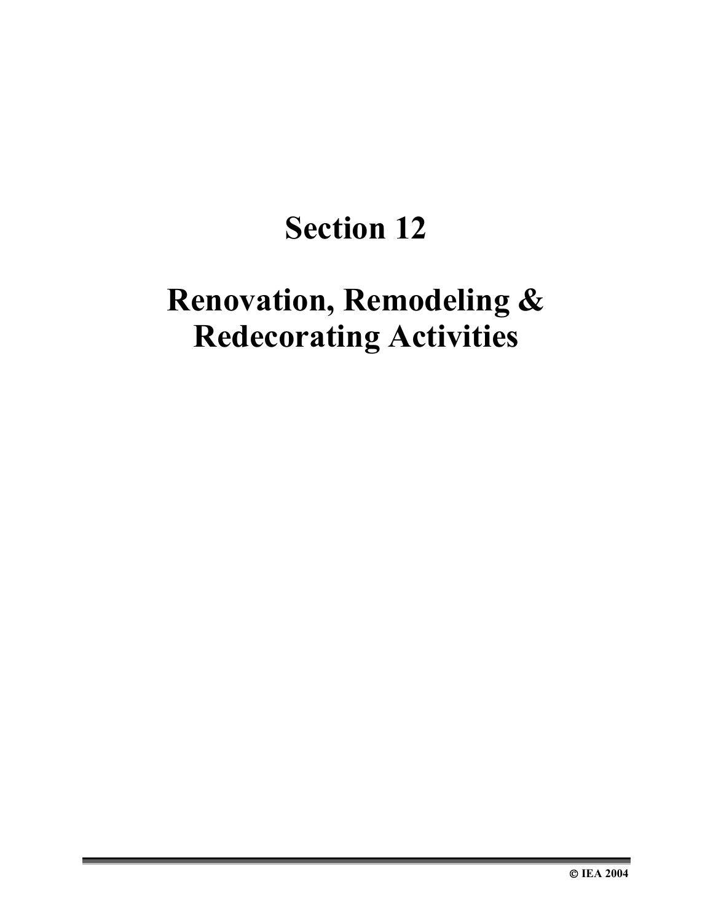# Section 12

# Renovation, Remodeling & Redecorating Activities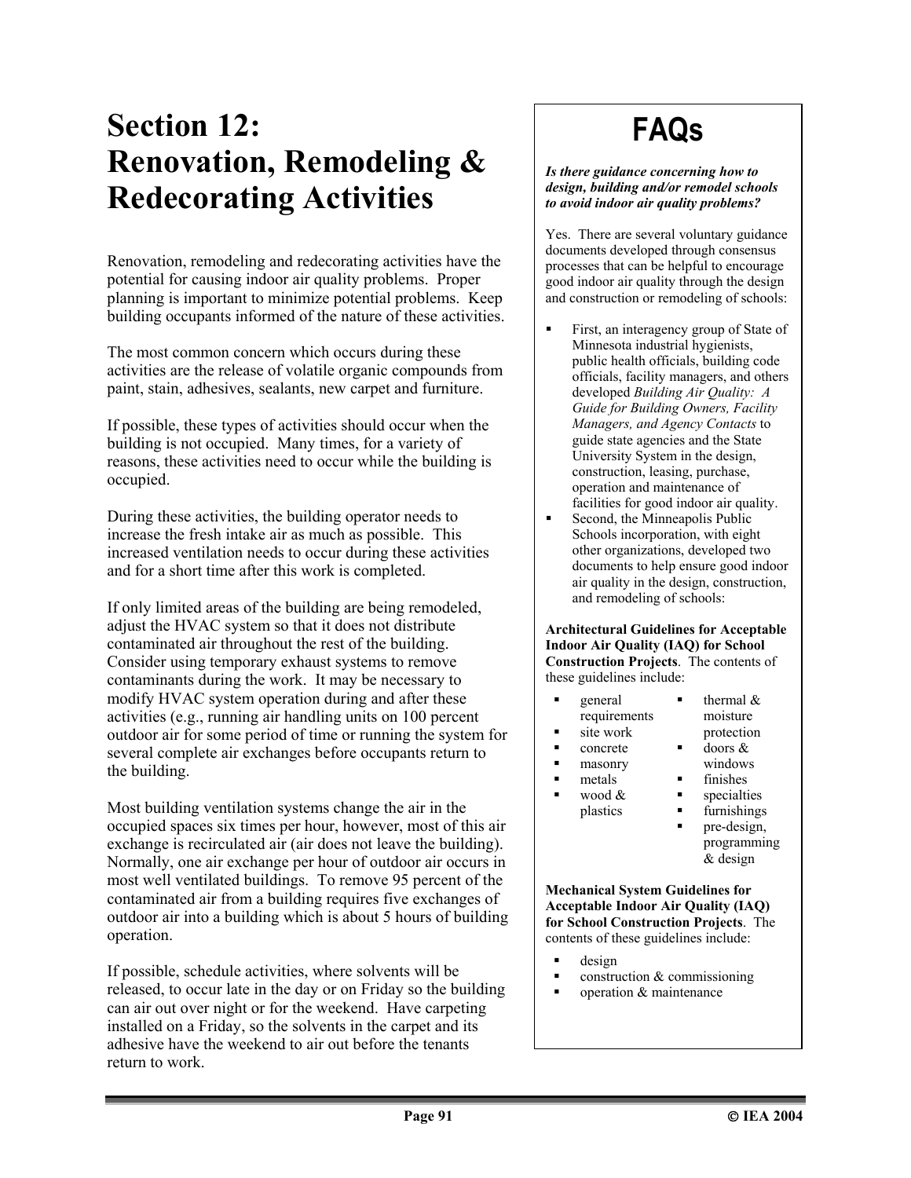# Section 12: Renovation, Remodeling & Redecorating Activities

Renovation, remodeling and redecorating activities have the potential for causing indoor air quality problems. Proper planning is important to minimize potential problems. Keep building occupants informed of the nature of these activities.

The most common concern which occurs during these activities are the release of volatile organic compounds from paint, stain, adhesives, sealants, new carpet and furniture.

If possible, these types of activities should occur when the building is not occupied. Many times, for a variety of reasons, these activities need to occur while the building is occupied.

During these activities, the building operator needs to increase the fresh intake air as much as possible. This increased ventilation needs to occur during these activities and for a short time after this work is completed.

If only limited areas of the building are being remodeled, adjust the HVAC system so that it does not distribute contaminated air throughout the rest of the building. Consider using temporary exhaust systems to remove contaminants during the work. It may be necessary to modify HVAC system operation during and after these activities (e.g., running air handling units on 100 percent outdoor air for some period of time or running the system for several complete air exchanges before occupants return to the building.

Most building ventilation systems change the air in the occupied spaces six times per hour, however, most of this air exchange is recirculated air (air does not leave the building). Normally, one air exchange per hour of outdoor air occurs in most well ventilated buildings. To remove 95 percent of the contaminated air from a building requires five exchanges of outdoor air into a building which is about 5 hours of building operation.

If possible, schedule activities, where solvents will be released, to occur late in the day or on Friday so the building can air out over night or for the weekend. Have carpeting installed on a Friday, so the solvents in the carpet and its adhesive have the weekend to air out before the tenants return to work.

## FAQs

***Is there guidance concerning how to design, building and/or remodel schools to avoid indoor air quality problems?***

Yes. There are several voluntary guidance documents developed through consensus processes that can be helpful to encourage good indoor air quality through the design and construction or remodeling of schools:

- First, an interagency group of State of Minnesota industrial hygienists, public health officials, building code officials, facility managers, and others developed *Building Air Quality: A Guide for Building Owners, Facility Managers, and Agency Contacts* to guide state agencies and the State University System in the design, construction, leasing, purchase, operation and maintenance of facilities for good indoor air quality.
- Second, the Minneapolis Public Schools incorporation, with eight other organizations, developed two documents to help ensure good indoor air quality in the design, construction, and remodeling of schools:

**Architectural Guidelines for Acceptable Indoor Air Quality (IAQ) for School Construction Projects**. The contents of these guidelines include:

- general requirements
- site work
- concrete
- masonry
- metals
- wood & plastics
- thermal & moisture protection
- doors & windows
- finishes
- specialties
- furnishings
- pre-design, programming & design

**Mechanical System Guidelines for Acceptable Indoor Air Quality (IAQ) for School Construction Projects**. The contents of these guidelines include:

- design
- construction & commissioning
- operation & maintenance